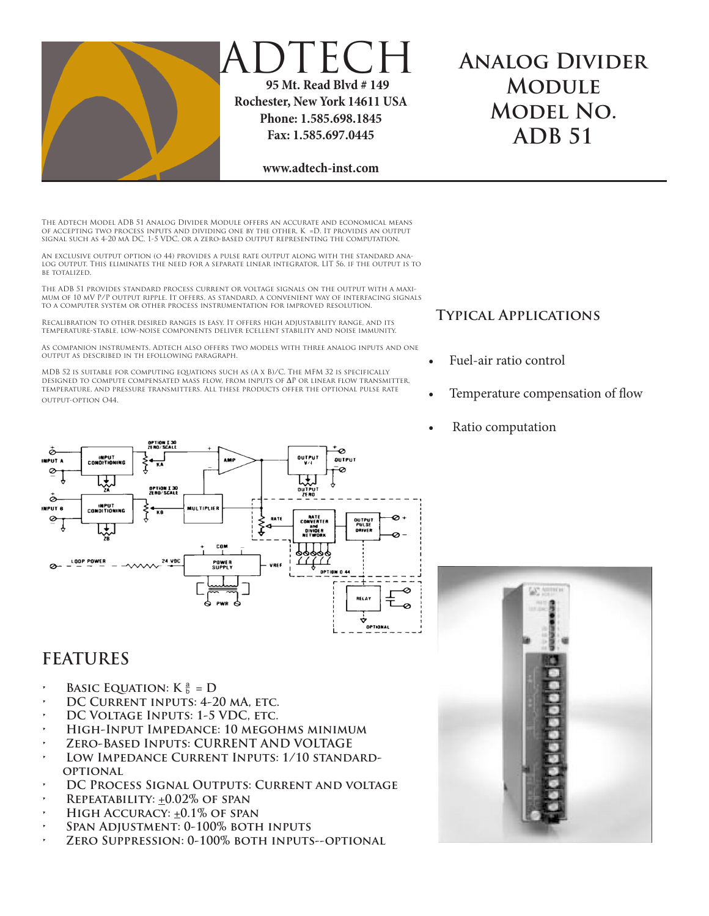# ADTECH

95 Mt. Read Blvd # 149
Rochester, New York 14611 USA
Phone: 1.585.698.1845
Fax: 1.585.697.0445

www.adtech-inst.com

# Analog Divider Module Model No. ADB 51

The Adtech Model ADB 51 Analog Divider Module offers an accurate and economical means of accepting two process inputs and dividing one by the other, K =D. It provides an output signal such as 4-20 mA DC, 1-5 VDC, or a zero-based output representing the computation.

An exclusive output option (O 44) provides a pulse rate output along with the standard analog output. This eliminates the need for a separate linear integrator, LIT 56, if the output is to be totalized.

The ADB 51 provides standard process current or voltage signals on the output with a maximum of 10 mV p/p output ripple. It offers, as standard, a convenient way of interfacing signals to a computer system or other process instrumentation for improved resolution.

Recalibration to other desired ranges is easy. It offers high adjustability range, and its temperature-stable, low-noise components deliver ecellent stability and noise immunity.

As companion instruments, Adtech also offers two models with three analog inputs and one output as described in th efollowing paragraph.

MDB 52 is suitable for computing equations such as (A x B)/C. The MFM 32 is specifically designed to compute compensated mass flow, from inputs of ΔP or linear flow transmitter, temperature, and pressure transmitters. All these products offer the optional pulse rate output-option O44.

## Typical Applications

- Fuel-air ratio control
- Temperature compensation of flow
- Ratio computation

## FEATURES

- Basic Equation: $K\frac{a}{b} = D$
- DC Current Inputs: 4-20 mA, etc.
- DC Voltage Inputs: 1-5 VDC, etc.
- High-Input Impedance: 10 megohms minimum
- Zero-Based Inputs: current and voltage
- Low Impedance Current Inputs: 1/10 standard-optional
- DC Process Signal Outputs: current and voltage
- Repeatability: ±0.02% of span
- High Accuracy: ±0.1% of span
- Span Adjustment: 0-100% both inputs
- Zero Suppression: 0-100% both inputs--optional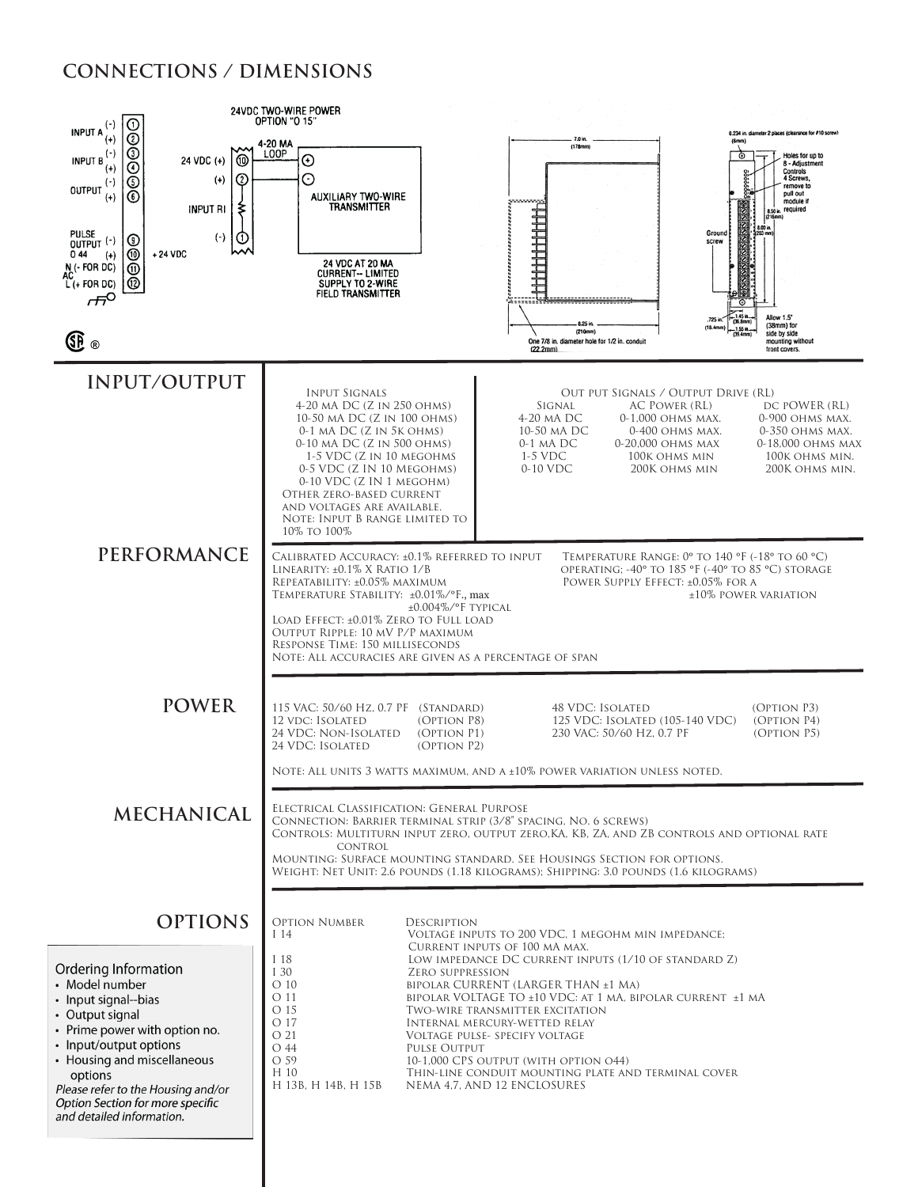## CONNECTIONS / DIMENSIONS

INPUT A (-) ① (+) ②
INPUT B (-) ③ (+) ④
OUTPUT (-) ⑤ (+) ⑥
PULSE OUTPUT O 44 (-) ⑨ (+) ⑩ + 24 VDC
AC N (- FOR DC) ⑪
L (+ FOR DC) ⑫

24VDC TWO-WIRE POWER OPTION "O 15"

4-20 MA LOOP
24 VDC (+) ⑩
(+) ②
INPUT RI
(-) ①
AUXILIARY TWO-WIRE TRANSMITTER
24 VDC AT 20 MA CURRENT-- LIMITED SUPPLY TO 2-WIRE FIELD TRANSMITTER

7.0 in. (178mm)
8.25 in. (210mm)
One 7/8 in. diameter hole for 1/2 in. conduit (22.2mm)

0.234 in. diameter 2 places (clearance for #10 screw) (6mm)
Holes for up to 8 - Adjustment Controls
4 Screws, remove to pull out module if required
8.50 in. (216mm)
8.00 in. (203 mm)
Ground screw
.725 in. (18.4mm)
1.45 in. (36.8mm)
1.55 in. (39.4mm)
Allow 1.5" (38mm) for side by side mounting without front covers.

## INPUT/OUTPUT

**Input Signals**
- 4-20 mA DC (Z in 250 ohms)
- 10-50 mA DC (Z in 100 ohms)
- 0-1 mA DC (Z in 5K ohms)
- 0-10 mA DC (Z in 500 ohms)
- 1-5 VDC (Z in 10 megohms
- 0-5 VDC (Z IN 10 Megohms)
- 0-10 VDC (Z IN 1 megohm)

Other zero-based current and voltages are available.
Note: Input B range limited to 10% to 100%

**Out put Signals / Output Drive (RL)**

| Signal | AC Power (RL) | DC POWER (RL) |
|---|---|---|
| 4-20 mA DC | 0-1,000 ohms max. | 0-900 ohms max. |
| 10-50 mA DC | 0-400 ohms max. | 0-350 ohms max. |
| 0-1 mA DC | 0-20,000 ohms max | 0-18,000 ohms max |
| 1-5 VDC | 100K ohms min | 100K ohms min. |
| 0-10 VDC | 200K ohms min | 200K ohms min. |

## PERFORMANCE

Calibrated Accuracy: ±0.1% referred to input
Linearity: ±0.1% X Ratio 1/B
Repeatability: ±0.05% maximum
Temperature Stability: ±0.01%/°F., max
±0.004%/°F typical
Load Effect: ±0.01% Zero to Full load
Output Ripple: 10 mV P/P maximum
Response Time: 150 milliseconds
Note: All accuracies are given as a percentage of span

Temperature Range: 0° to 140 °F (-18° to 60 °C) operating; -40° to 185 °F (-40° to 85 °C) storage
Power Supply Effect: ±0.05% for a ±10% power variation

## POWER

| | | | |
|---|---|---|---|
| 115 VAC: 50/60 Hz, 0.7 PF | (Standard) | 48 VDC: Isolated | (Option P3) |
| 12 vdc: Isolated | (Option P8) | 125 VDC: Isolated (105-140 VDC) | (Option P4) |
| 24 VDC: Non-Isolated | (Option P1) | 230 VAC: 50/60 Hz, 0.7 PF | (Option P5) |
| 24 VDC: Isolated | (Option P2) | | |

Note: All units 3 watts maximum, and a ±10% power variation unless noted.

## MECHANICAL

Electrical Classification: General Purpose
Connection: Barrier terminal strip (3/8" spacing, No. 6 screws)
Controls: Multiturn input zero, output zero,KA, KB, ZA, and ZB controls and optional rate control
Mounting: Surface mounting standard. See Housings Section for options.
Weight: Net Unit: 2.6 pounds (1.18 kilograms); Shipping: 3.0 pounds (1.6 kilograms)

## OPTIONS

| Option Number | Description |
|---|---|
| I 14 | Voltage inputs to 200 VDC, 1 megohm min impedance; Current inputs of 100 mA max. |
| I 18 | Low impedance DC current inputs (1/10 of standard Z) |
| I 30 | Zero suppression |
| O 10 | bipolar CURRENT (LARGER THAN ±1 MA) |
| O 11 | bipolar VOLTAGE TO ±10 VDC: at 1 mA, bipolar current ±1 mA |
| O 15 | Two-wire transmitter excitation |
| O 17 | Internal mercury-wetted relay |
| O 21 | Voltage pulse- specify voltage |
| O 44 | Pulse Output |
| O 59 | 10-1,000 CPS output (with option o44) |
| H 10 | Thin-line conduit mounting plate and terminal cover |
| H 13B, H 14B, H 15B | NEMA 4,7, and 12 enclosures |

### Ordering Information

- Model number
- Input signal--bias
- Output signal
- Prime power with option no.
- Input/output options
- Housing and miscellaneous options

*Please refer to the Housing and/or Option Section for more specific and detailed information.*